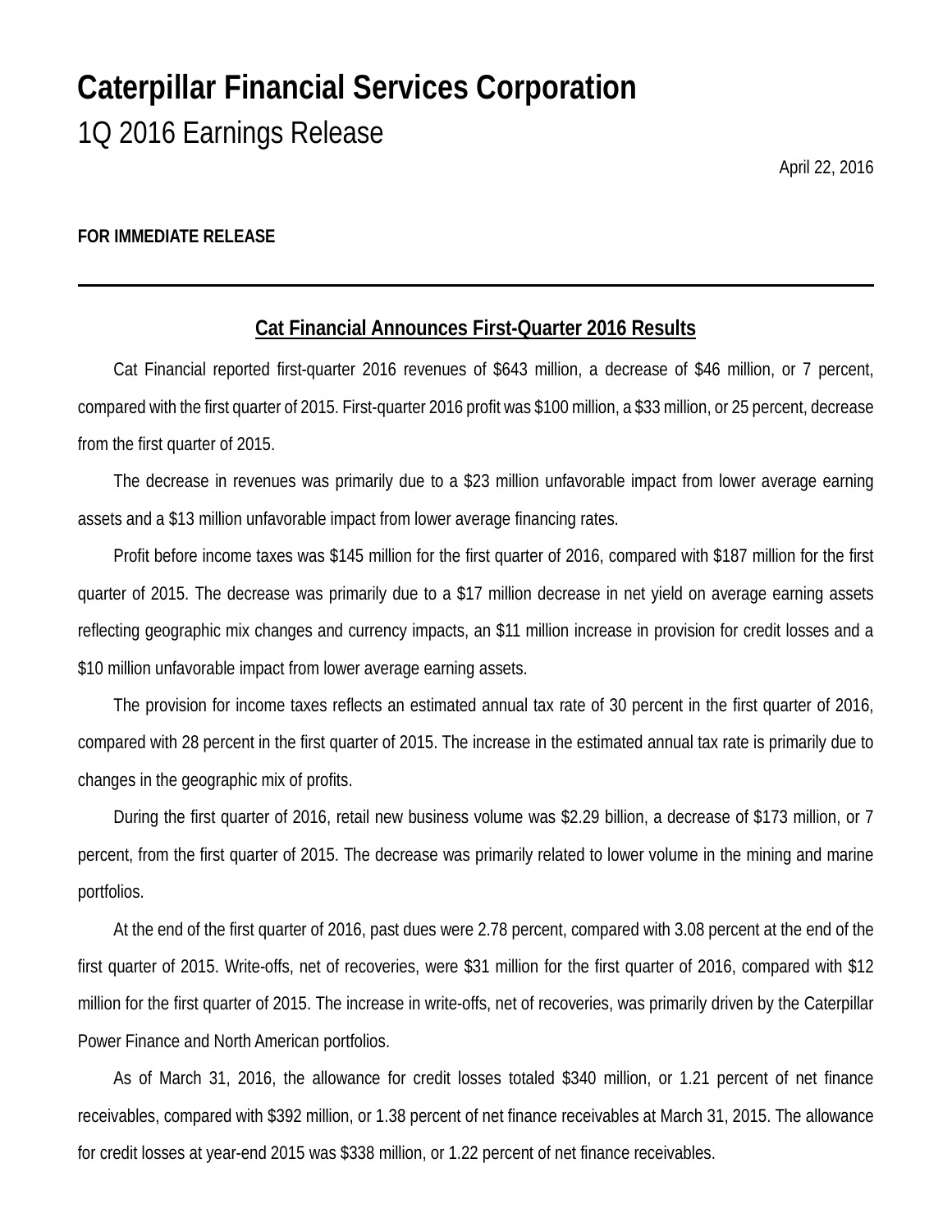# Caterpillar Financial Services Corporation

## 1Q 2016 Earnings Release

April 22, 2016

**FOR IMMEDIATE RELEASE**

---

### Cat Financial Announces First-Quarter 2016 Results

Cat Financial reported first-quarter 2016 revenues of $643 million, a decrease of $46 million, or 7 percent, compared with the first quarter of 2015. First-quarter 2016 profit was $100 million, a $33 million, or 25 percent, decrease from the first quarter of 2015.

The decrease in revenues was primarily due to a $23 million unfavorable impact from lower average earning assets and a $13 million unfavorable impact from lower average financing rates.

Profit before income taxes was $145 million for the first quarter of 2016, compared with $187 million for the first quarter of 2015. The decrease was primarily due to a $17 million decrease in net yield on average earning assets reflecting geographic mix changes and currency impacts, an $11 million increase in provision for credit losses and a $10 million unfavorable impact from lower average earning assets.

The provision for income taxes reflects an estimated annual tax rate of 30 percent in the first quarter of 2016, compared with 28 percent in the first quarter of 2015. The increase in the estimated annual tax rate is primarily due to changes in the geographic mix of profits.

During the first quarter of 2016, retail new business volume was $2.29 billion, a decrease of $173 million, or 7 percent, from the first quarter of 2015. The decrease was primarily related to lower volume in the mining and marine portfolios.

At the end of the first quarter of 2016, past dues were 2.78 percent, compared with 3.08 percent at the end of the first quarter of 2015. Write-offs, net of recoveries, were $31 million for the first quarter of 2016, compared with $12 million for the first quarter of 2015. The increase in write-offs, net of recoveries, was primarily driven by the Caterpillar Power Finance and North American portfolios.

As of March 31, 2016, the allowance for credit losses totaled $340 million, or 1.21 percent of net finance receivables, compared with $392 million, or 1.38 percent of net finance receivables at March 31, 2015. The allowance for credit losses at year-end 2015 was $338 million, or 1.22 percent of net finance receivables.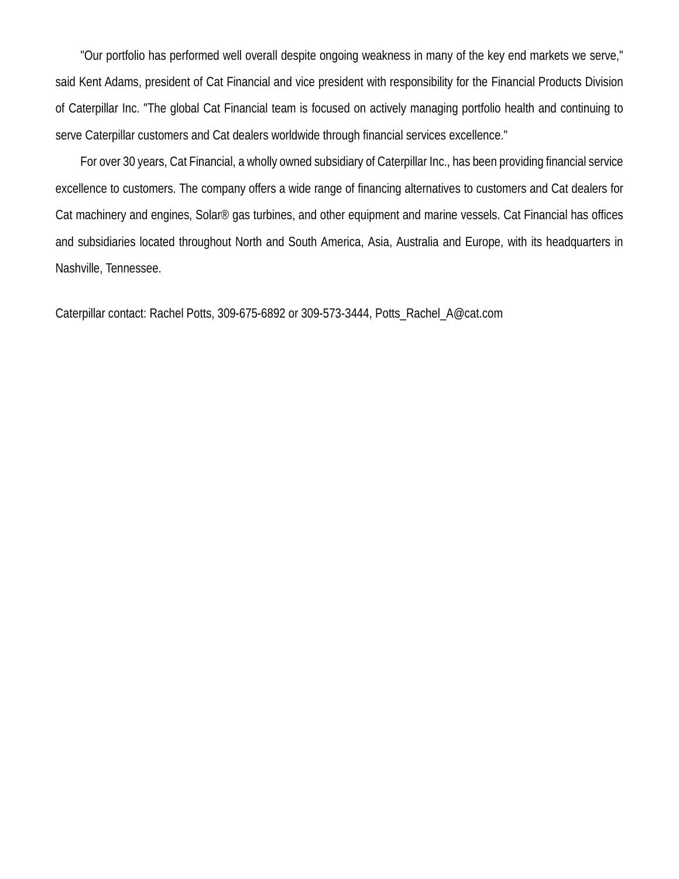"Our portfolio has performed well overall despite ongoing weakness in many of the key end markets we serve," said Kent Adams, president of Cat Financial and vice president with responsibility for the Financial Products Division of Caterpillar Inc. "The global Cat Financial team is focused on actively managing portfolio health and continuing to serve Caterpillar customers and Cat dealers worldwide through financial services excellence."

For over 30 years, Cat Financial, a wholly owned subsidiary of Caterpillar Inc., has been providing financial service excellence to customers. The company offers a wide range of financing alternatives to customers and Cat dealers for Cat machinery and engines, Solar® gas turbines, and other equipment and marine vessels. Cat Financial has offices and subsidiaries located throughout North and South America, Asia, Australia and Europe, with its headquarters in Nashville, Tennessee.

Caterpillar contact: Rachel Potts, 309-675-6892 or 309-573-3444, Potts_Rachel_A@cat.com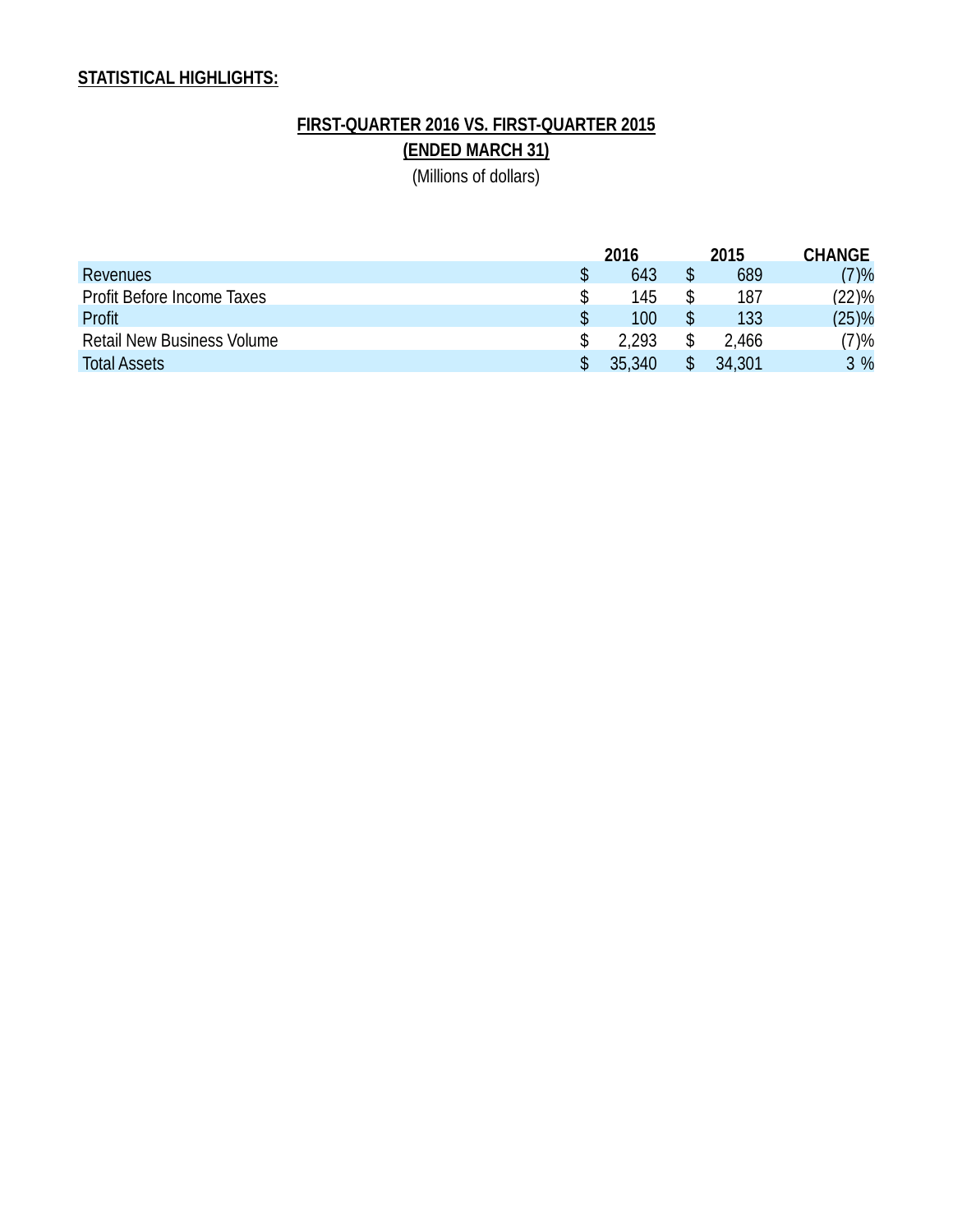**STATISTICAL HIGHLIGHTS:**

**FIRST-QUARTER 2016 VS. FIRST-QUARTER 2015**

**(ENDED MARCH 31)**

(Millions of dollars)

| | 2016 | 2015 | CHANGE |
|---|---|---|---|
| Revenues | $ 643 | $ 689 | (7)% |
| Profit Before Income Taxes | $ 145 | $ 187 | (22)% |
| Profit | $ 100 | $ 133 | (25)% |
| Retail New Business Volume | $ 2,293 | $ 2,466 | (7)% |
| Total Assets | $ 35,340 | $ 34,301 | 3 % |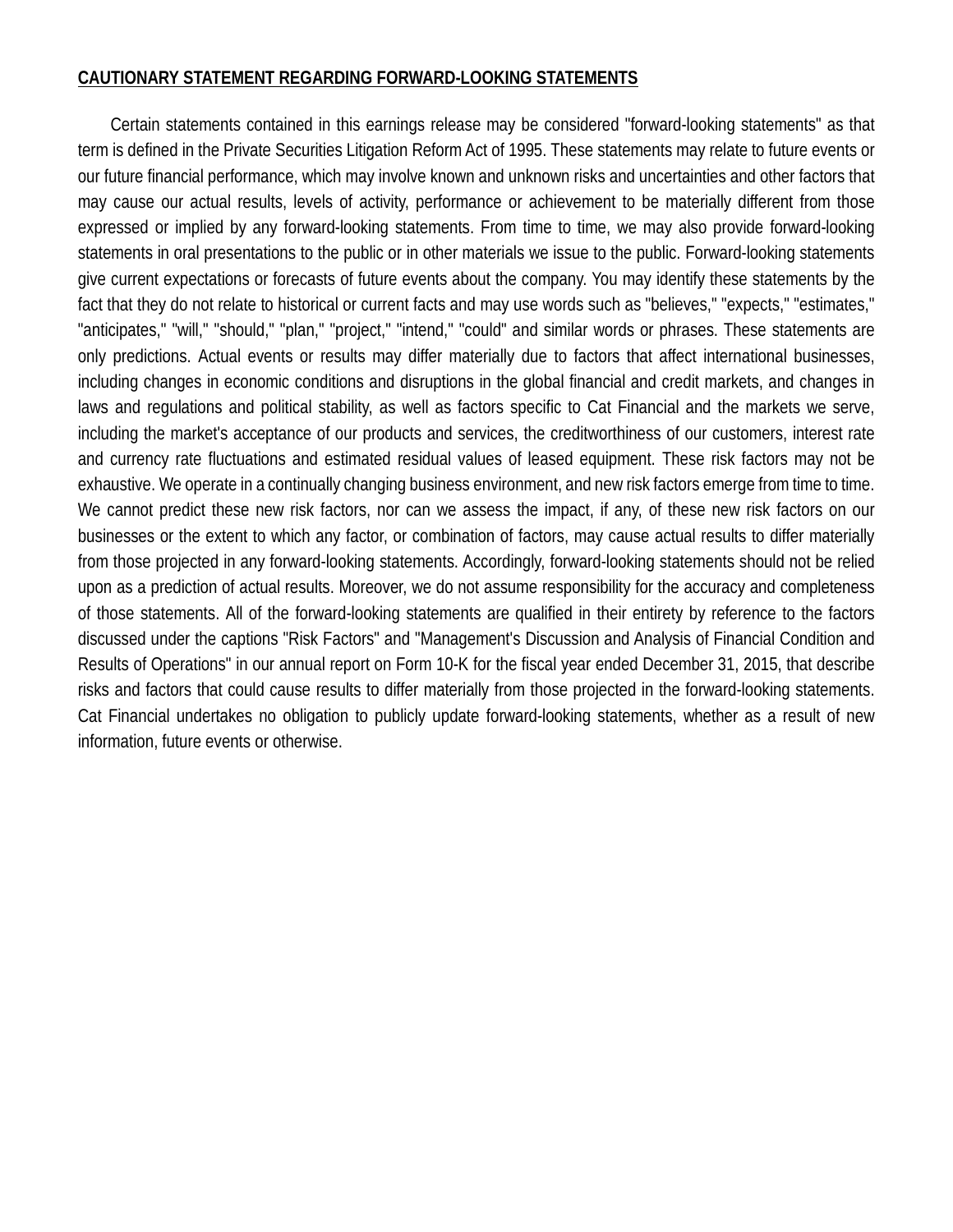**CAUTIONARY STATEMENT REGARDING FORWARD-LOOKING STATEMENTS**

Certain statements contained in this earnings release may be considered "forward-looking statements" as that term is defined in the Private Securities Litigation Reform Act of 1995. These statements may relate to future events or our future financial performance, which may involve known and unknown risks and uncertainties and other factors that may cause our actual results, levels of activity, performance or achievement to be materially different from those expressed or implied by any forward-looking statements. From time to time, we may also provide forward-looking statements in oral presentations to the public or in other materials we issue to the public. Forward-looking statements give current expectations or forecasts of future events about the company. You may identify these statements by the fact that they do not relate to historical or current facts and may use words such as "believes," "expects," "estimates," "anticipates," "will," "should," "plan," "project," "intend," "could" and similar words or phrases. These statements are only predictions. Actual events or results may differ materially due to factors that affect international businesses, including changes in economic conditions and disruptions in the global financial and credit markets, and changes in laws and regulations and political stability, as well as factors specific to Cat Financial and the markets we serve, including the market's acceptance of our products and services, the creditworthiness of our customers, interest rate and currency rate fluctuations and estimated residual values of leased equipment. These risk factors may not be exhaustive. We operate in a continually changing business environment, and new risk factors emerge from time to time. We cannot predict these new risk factors, nor can we assess the impact, if any, of these new risk factors on our businesses or the extent to which any factor, or combination of factors, may cause actual results to differ materially from those projected in any forward-looking statements. Accordingly, forward-looking statements should not be relied upon as a prediction of actual results. Moreover, we do not assume responsibility for the accuracy and completeness of those statements. All of the forward-looking statements are qualified in their entirety by reference to the factors discussed under the captions "Risk Factors" and "Management's Discussion and Analysis of Financial Condition and Results of Operations" in our annual report on Form 10-K for the fiscal year ended December 31, 2015, that describe risks and factors that could cause results to differ materially from those projected in the forward-looking statements. Cat Financial undertakes no obligation to publicly update forward-looking statements, whether as a result of new information, future events or otherwise.